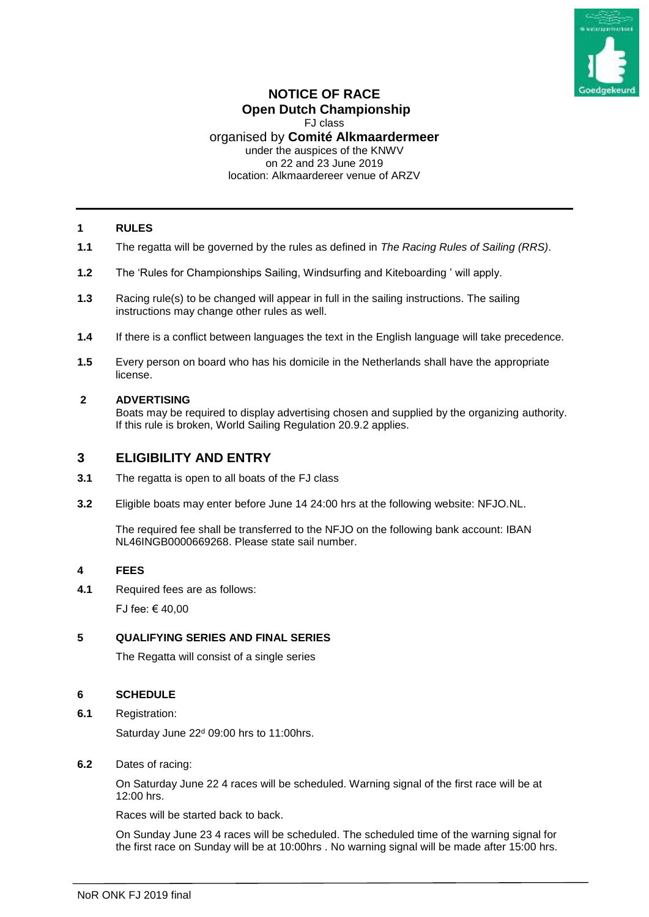# NOTICE OF RACE
## Open Dutch Championship

FJ class

organised by **Comité Alkmaardermeer**

under the auspices of the KNWV

on 22 and 23 June 2019

location: Alkmaardereer venue of ARZV

---

### 1 RULES

**1.1** The regatta will be governed by the rules as defined in *The Racing Rules of Sailing (RRS)*.

**1.2** The 'Rules for Championships Sailing, Windsurfing and Kiteboarding ' will apply.

**1.3** Racing rule(s) to be changed will appear in full in the sailing instructions. The sailing instructions may change other rules as well.

**1.4** If there is a conflict between languages the text in the English language will take precedence.

**1.5** Every person on board who has his domicile in the Netherlands shall have the appropriate license.

### 2 ADVERTISING

Boats may be required to display advertising chosen and supplied by the organizing authority. If this rule is broken, World Sailing Regulation 20.9.2 applies.

## 3 ELIGIBILITY AND ENTRY

**3.1** The regatta is open to all boats of the FJ class

**3.2** Eligible boats may enter before June 14 24:00 hrs at the following website: NFJO.NL.

The required fee shall be transferred to the NFJO on the following bank account: IBAN NL46INGB0000669268. Please state sail number.

### 4 FEES

**4.1** Required fees are as follows:

FJ fee: € 40,00

### 5 QUALIFYING SERIES AND FINAL SERIES

The Regatta will consist of a single series

### 6 SCHEDULE

**6.1** Registration:

Saturday June 22d 09:00 hrs to 11:00hrs.

**6.2** Dates of racing:

On Saturday June 22 4 races will be scheduled. Warning signal of the first race will be at 12:00 hrs.

Races will be started back to back.

On Sunday June 23 4 races will be scheduled. The scheduled time of the warning signal for the first race on Sunday will be at 10:00hrs . No warning signal will be made after 15:00 hrs.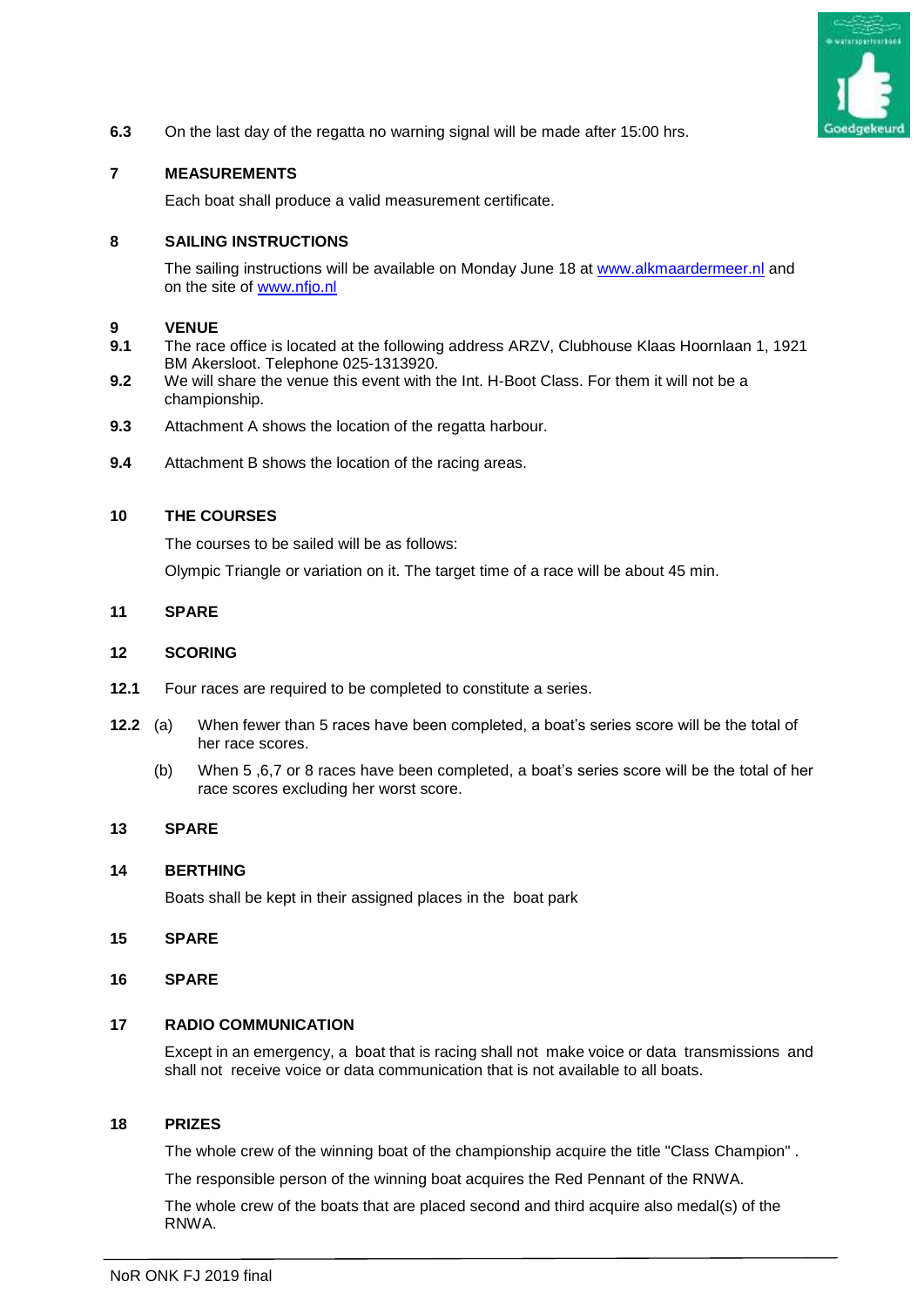**6.3** On the last day of the regatta no warning signal will be made after 15:00 hrs.

## 7 MEASUREMENTS

Each boat shall produce a valid measurement certificate.

## 8 SAILING INSTRUCTIONS

The sailing instructions will be available on Monday June 18 at [www.alkmaardermeer.nl](http://www.alkmaardermeer.nl) and on the site of [www.nfjo.nl](http://www.nfjo.nl)

## 9 VENUE

**9.1** The race office is located at the following address ARZV, Clubhouse Klaas Hoornlaan 1, 1921 BM Akersloot. Telephone 025-1313920.

**9.2** We will share the venue this event with the Int. H-Boot Class. For them it will not be a championship.

**9.3** Attachment A shows the location of the regatta harbour.

**9.4** Attachment B shows the location of the racing areas.

## 10 THE COURSES

The courses to be sailed will be as follows:

Olympic Triangle or variation on it. The target time of a race will be about 45 min.

## 11 SPARE

## 12 SCORING

**12.1** Four races are required to be completed to constitute a series.

**12.2** (a) When fewer than 5 races have been completed, a boat's series score will be the total of her race scores.

(b) When 5 ,6,7 or 8 races have been completed, a boat's series score will be the total of her race scores excluding her worst score.

## 13 SPARE

## 14 BERTHING

Boats shall be kept in their assigned places in the boat park

## 15 SPARE

## 16 SPARE

## 17 RADIO COMMUNICATION

Except in an emergency, a boat that is racing shall not make voice or data transmissions and shall not receive voice or data communication that is not available to all boats.

## 18 PRIZES

The whole crew of the winning boat of the championship acquire the title "Class Champion" .

The responsible person of the winning boat acquires the Red Pennant of the RNWA.

The whole crew of the boats that are placed second and third acquire also medal(s) of the RNWA.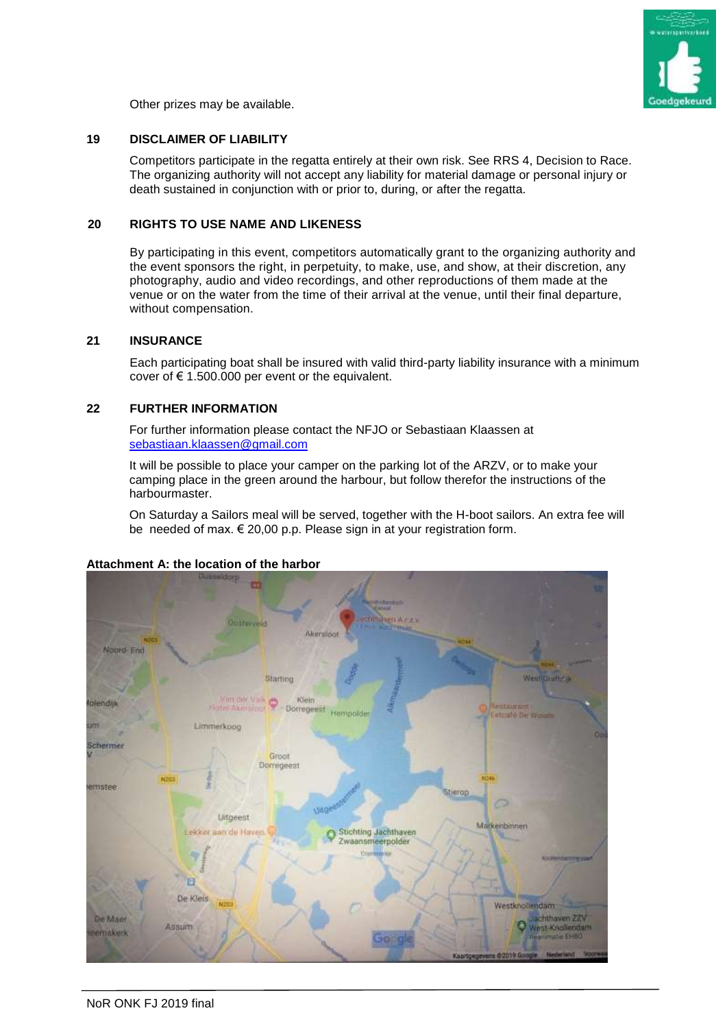Other prizes may be available.

## 19 DISCLAIMER OF LIABILITY

Competitors participate in the regatta entirely at their own risk. See RRS 4, Decision to Race. The organizing authority will not accept any liability for material damage or personal injury or death sustained in conjunction with or prior to, during, or after the regatta.

## 20 RIGHTS TO USE NAME AND LIKENESS

By participating in this event, competitors automatically grant to the organizing authority and the event sponsors the right, in perpetuity, to make, use, and show, at their discretion, any photography, audio and video recordings, and other reproductions of them made at the venue or on the water from the time of their arrival at the venue, until their final departure, without compensation.

## 21 INSURANCE

Each participating boat shall be insured with valid third-party liability insurance with a minimum cover of € 1.500.000 per event or the equivalent.

## 22 FURTHER INFORMATION

For further information please contact the NFJO or Sebastiaan Klaassen at sebastiaan.klaassen@gmail.com

It will be possible to place your camper on the parking lot of the ARZV, or to make your camping place in the green around the harbour, but follow therefor the instructions of the harbourmaster.

On Saturday a Sailors meal will be served, together with the H-boot sailors. An extra fee will be needed of max. € 20,00 p.p. Please sign in at your registration form.

**Attachment A: the location of the harbor**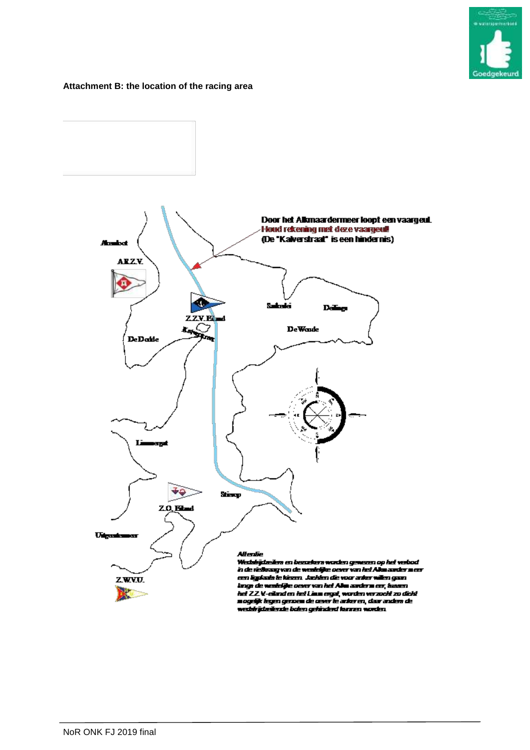**Attachment B: the location of the racing area**

Door het Alkmaardermeer loopt een vaargeul.
Houd rekening met deze vaargeul!
(De "Kalverstraat" is een hindernis)

Akersloot

A.R.Z.V.

Z.Z.V. Eiland

Kalverstraat

De Dokke

Saskeloi

Dellinge

De Woude

Lanmergat

Z.O. Eiland

Stierop

Uitgeestermeer

Z.W.V.U.

*Attentie*
*Wedstrijdzeilers en bezoekers worden gewezen op het verbod in de rietkraag van de westelijke oever van het Alkmaardermeer een ligplaats te kiezen. Jachten die voor anker willen gaan langs de westelijke oever van het Alkmaardermeer, tussen het ZZV-eiland en het Lima ergat, worden verzocht zo dicht mogelijk tegen genoemde oever te ankeren, daar anders de wedstrijdzeilende boten gehinderd kunnen worden.*